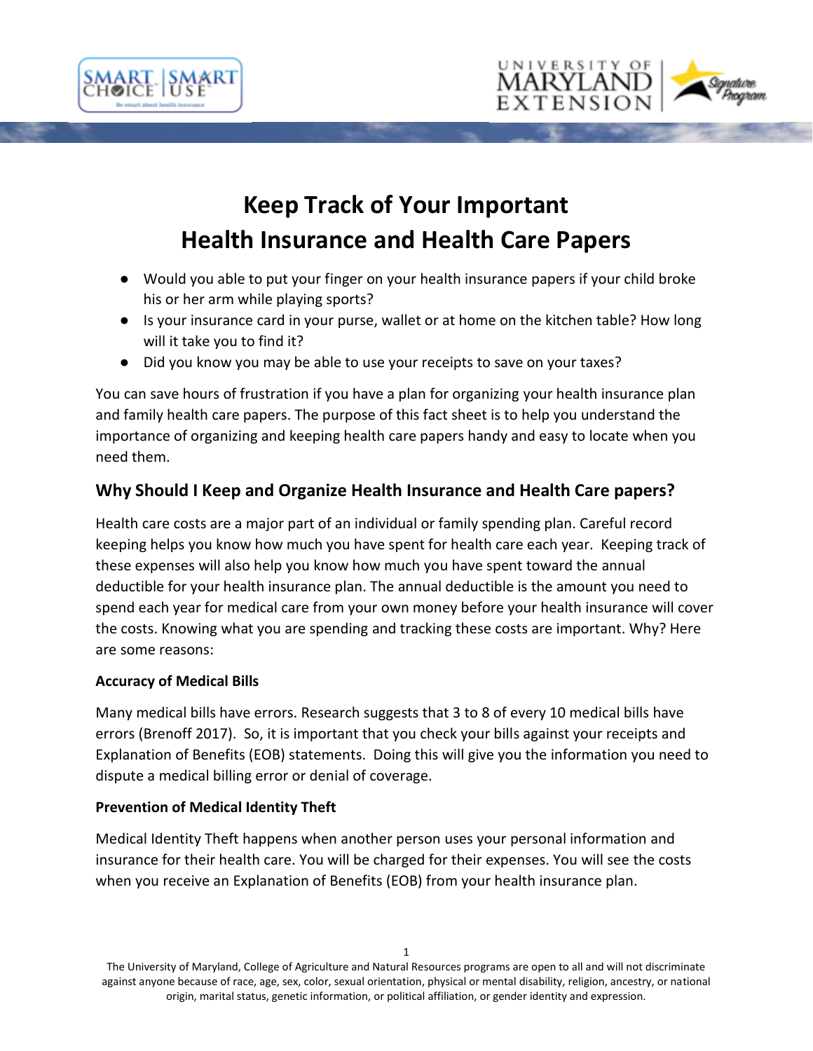# Keep Track of Your Important Health Insurance and Health Care Papers

- Would you able to put your finger on your health insurance papers if your child broke his or her arm while playing sports?
- Is your insurance card in your purse, wallet or at home on the kitchen table? How long will it take you to find it?
- Did you know you may be able to use your receipts to save on your taxes?

You can save hours of frustration if you have a plan for organizing your health insurance plan and family health care papers. The purpose of this fact sheet is to help you understand the importance of organizing and keeping health care papers handy and easy to locate when you need them.

## Why Should I Keep and Organize Health Insurance and Health Care papers?

Health care costs are a major part of an individual or family spending plan. Careful record keeping helps you know how much you have spent for health care each year. Keeping track of these expenses will also help you know how much you have spent toward the annual deductible for your health insurance plan. The annual deductible is the amount you need to spend each year for medical care from your own money before your health insurance will cover the costs. Knowing what you are spending and tracking these costs are important. Why? Here are some reasons:

**Accuracy of Medical Bills**

Many medical bills have errors. Research suggests that 3 to 8 of every 10 medical bills have errors (Brenoff 2017). So, it is important that you check your bills against your receipts and Explanation of Benefits (EOB) statements. Doing this will give you the information you need to dispute a medical billing error or denial of coverage.

**Prevention of Medical Identity Theft**

Medical Identity Theft happens when another person uses your personal information and insurance for their health care. You will be charged for their expenses. You will see the costs when you receive an Explanation of Benefits (EOB) from your health insurance plan.

The University of Maryland, College of Agriculture and Natural Resources programs are open to all and will not discriminate against anyone because of race, age, sex, color, sexual orientation, physical or mental disability, religion, ancestry, or national origin, marital status, genetic information, or political affiliation, or gender identity and expression.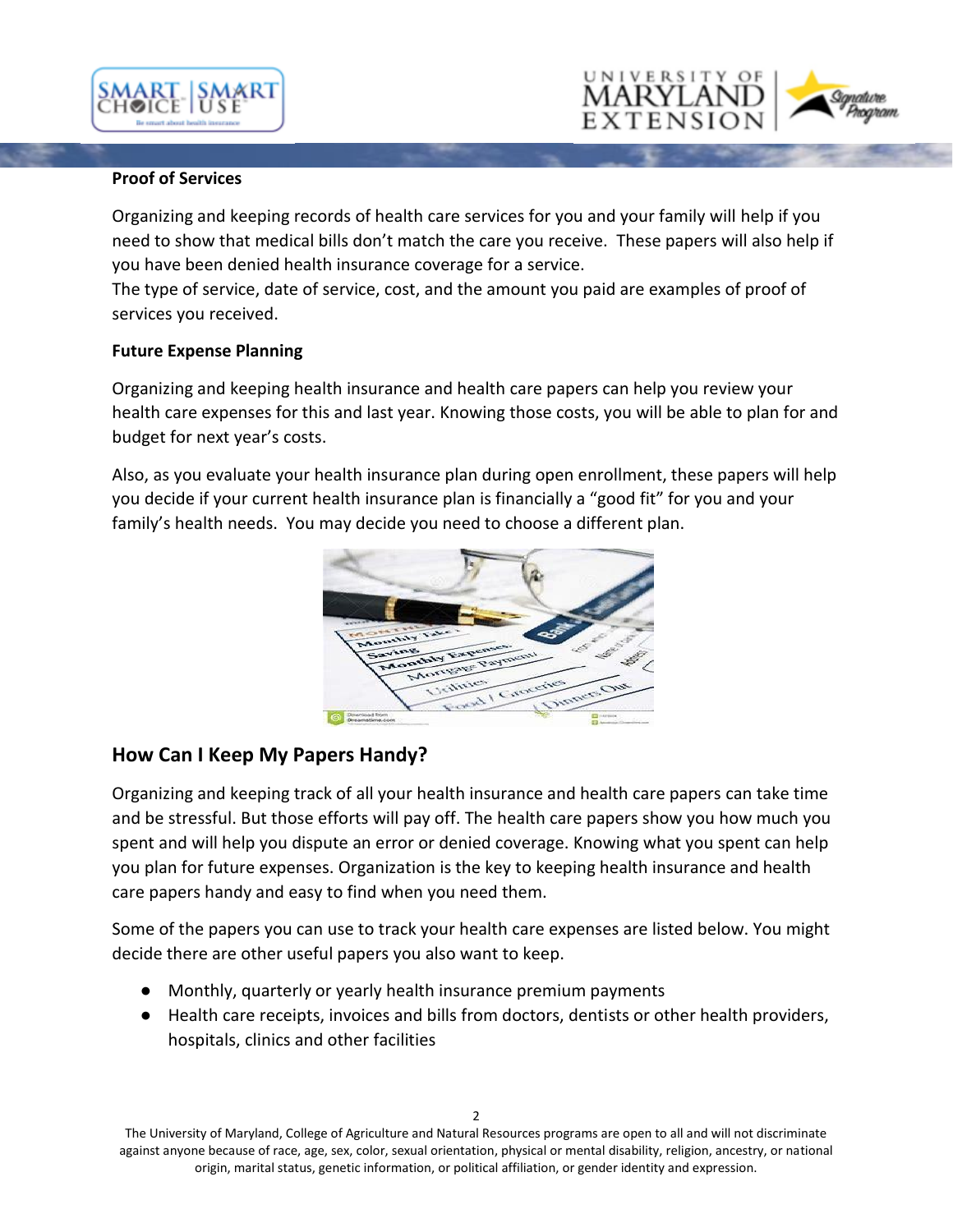**Proof of Services**

Organizing and keeping records of health care services for you and your family will help if you need to show that medical bills don't match the care you receive. These papers will also help if you have been denied health insurance coverage for a service.
The type of service, date of service, cost, and the amount you paid are examples of proof of services you received.

**Future Expense Planning**

Organizing and keeping health insurance and health care papers can help you review your health care expenses for this and last year. Knowing those costs, you will be able to plan for and budget for next year's costs.

Also, as you evaluate your health insurance plan during open enrollment, these papers will help you decide if your current health insurance plan is financially a "good fit" for you and your family's health needs. You may decide you need to choose a different plan.

## How Can I Keep My Papers Handy?

Organizing and keeping track of all your health insurance and health care papers can take time and be stressful. But those efforts will pay off. The health care papers show you how much you spent and will help you dispute an error or denied coverage. Knowing what you spent can help you plan for future expenses. Organization is the key to keeping health insurance and health care papers handy and easy to find when you need them.

Some of the papers you can use to track your health care expenses are listed below. You might decide there are other useful papers you also want to keep.

- Monthly, quarterly or yearly health insurance premium payments
- Health care receipts, invoices and bills from doctors, dentists or other health providers, hospitals, clinics and other facilities

The University of Maryland, College of Agriculture and Natural Resources programs are open to all and will not discriminate against anyone because of race, age, sex, color, sexual orientation, physical or mental disability, religion, ancestry, or national origin, marital status, genetic information, or political affiliation, or gender identity and expression.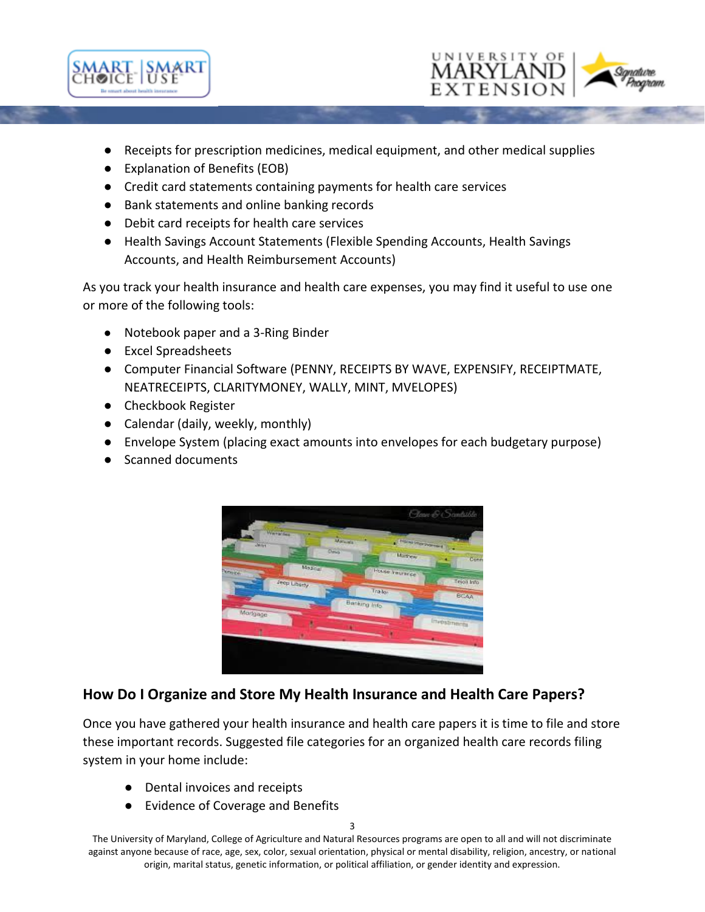- Receipts for prescription medicines, medical equipment, and other medical supplies
- Explanation of Benefits (EOB)
- Credit card statements containing payments for health care services
- Bank statements and online banking records
- Debit card receipts for health care services
- Health Savings Account Statements (Flexible Spending Accounts, Health Savings Accounts, and Health Reimbursement Accounts)

As you track your health insurance and health care expenses, you may find it useful to use one or more of the following tools:

- Notebook paper and a 3-Ring Binder
- Excel Spreadsheets
- Computer Financial Software (PENNY, RECEIPTS BY WAVE, EXPENSIFY, RECEIPTMATE, NEATRECEIPTS, CLARITYMONEY, WALLY, MINT, MVELOPES)
- Checkbook Register
- Calendar (daily, weekly, monthly)
- Envelope System (placing exact amounts into envelopes for each budgetary purpose)
- Scanned documents

## How Do I Organize and Store My Health Insurance and Health Care Papers?

Once you have gathered your health insurance and health care papers it is time to file and store these important records. Suggested file categories for an organized health care records filing system in your home include:

- Dental invoices and receipts
- Evidence of Coverage and Benefits

The University of Maryland, College of Agriculture and Natural Resources programs are open to all and will not discriminate against anyone because of race, age, sex, color, sexual orientation, physical or mental disability, religion, ancestry, or national origin, marital status, genetic information, or political affiliation, or gender identity and expression.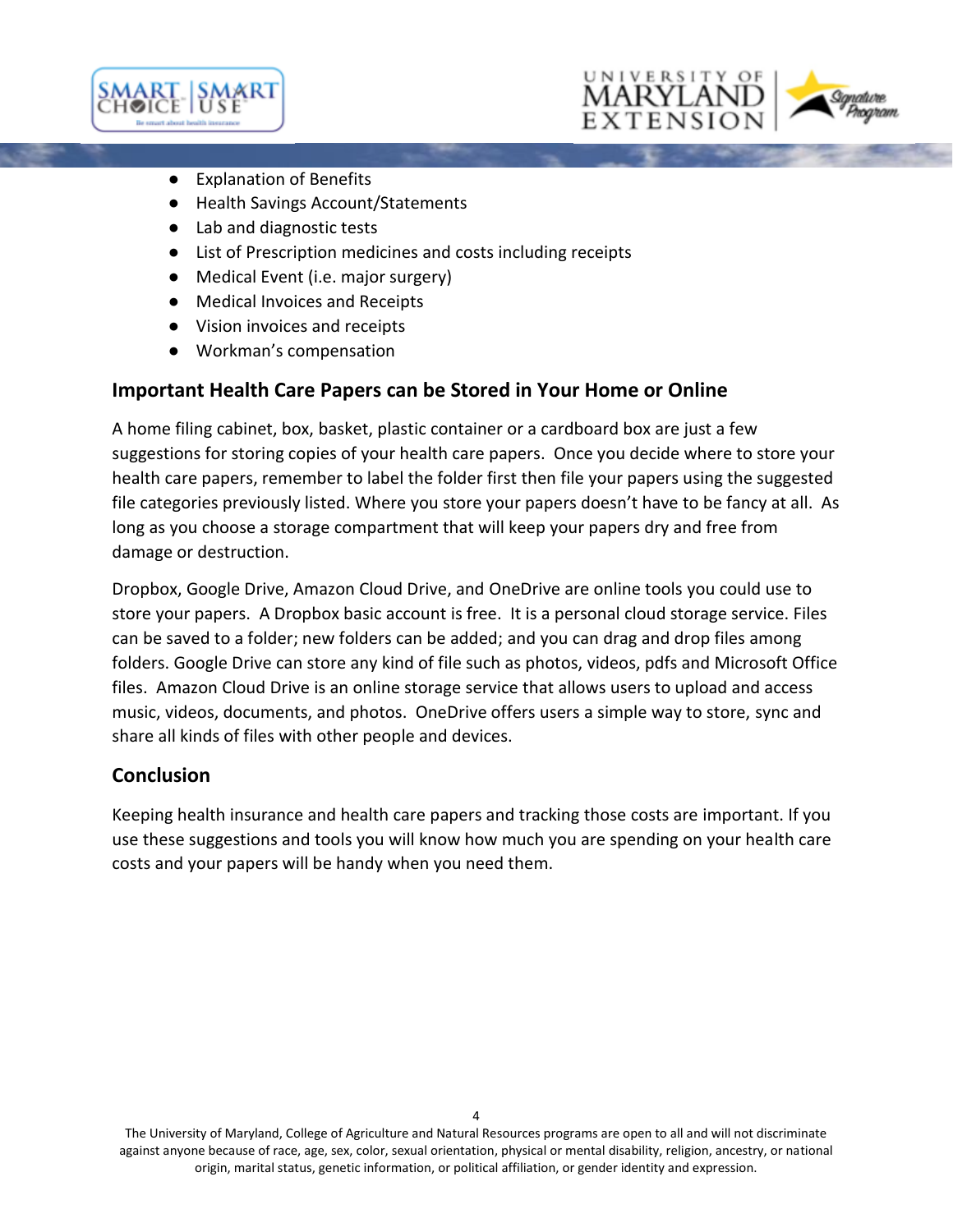- Explanation of Benefits
- Health Savings Account/Statements
- Lab and diagnostic tests
- List of Prescription medicines and costs including receipts
- Medical Event (i.e. major surgery)
- Medical Invoices and Receipts
- Vision invoices and receipts
- Workman's compensation

## Important Health Care Papers can be Stored in Your Home or Online

A home filing cabinet, box, basket, plastic container or a cardboard box are just a few suggestions for storing copies of your health care papers. Once you decide where to store your health care papers, remember to label the folder first then file your papers using the suggested file categories previously listed. Where you store your papers doesn't have to be fancy at all. As long as you choose a storage compartment that will keep your papers dry and free from damage or destruction.

Dropbox, Google Drive, Amazon Cloud Drive, and OneDrive are online tools you could use to store your papers. A Dropbox basic account is free. It is a personal cloud storage service. Files can be saved to a folder; new folders can be added; and you can drag and drop files among folders. Google Drive can store any kind of file such as photos, videos, pdfs and Microsoft Office files. Amazon Cloud Drive is an online storage service that allows users to upload and access music, videos, documents, and photos. OneDrive offers users a simple way to store, sync and share all kinds of files with other people and devices.

## Conclusion

Keeping health insurance and health care papers and tracking those costs are important. If you use these suggestions and tools you will know how much you are spending on your health care costs and your papers will be handy when you need them.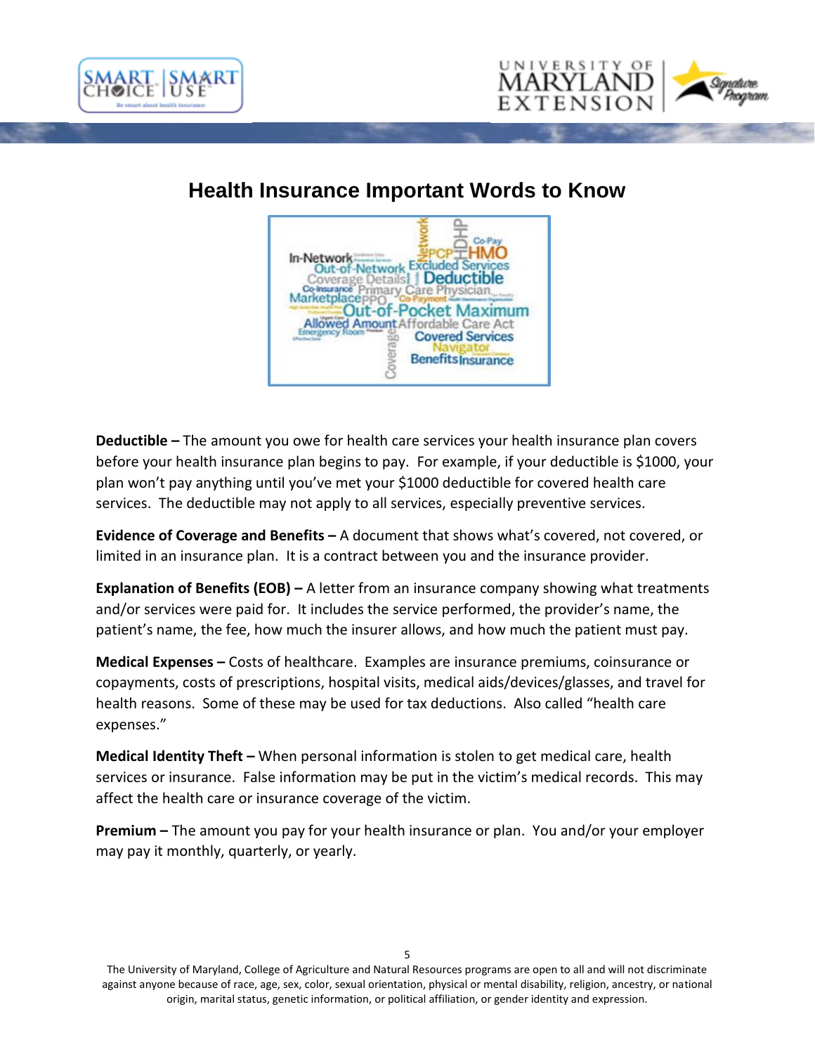# Health Insurance Important Words to Know

**Deductible –** The amount you owe for health care services your health insurance plan covers before your health insurance plan begins to pay. For example, if your deductible is $1000, your plan won't pay anything until you've met your $1000 deductible for covered health care services. The deductible may not apply to all services, especially preventive services.

**Evidence of Coverage and Benefits –** A document that shows what's covered, not covered, or limited in an insurance plan. It is a contract between you and the insurance provider.

**Explanation of Benefits (EOB) –** A letter from an insurance company showing what treatments and/or services were paid for. It includes the service performed, the provider's name, the patient's name, the fee, how much the insurer allows, and how much the patient must pay.

**Medical Expenses –** Costs of healthcare. Examples are insurance premiums, coinsurance or copayments, costs of prescriptions, hospital visits, medical aids/devices/glasses, and travel for health reasons. Some of these may be used for tax deductions. Also called "health care expenses."

**Medical Identity Theft –** When personal information is stolen to get medical care, health services or insurance. False information may be put in the victim's medical records. This may affect the health care or insurance coverage of the victim.

**Premium –** The amount you pay for your health insurance or plan. You and/or your employer may pay it monthly, quarterly, or yearly.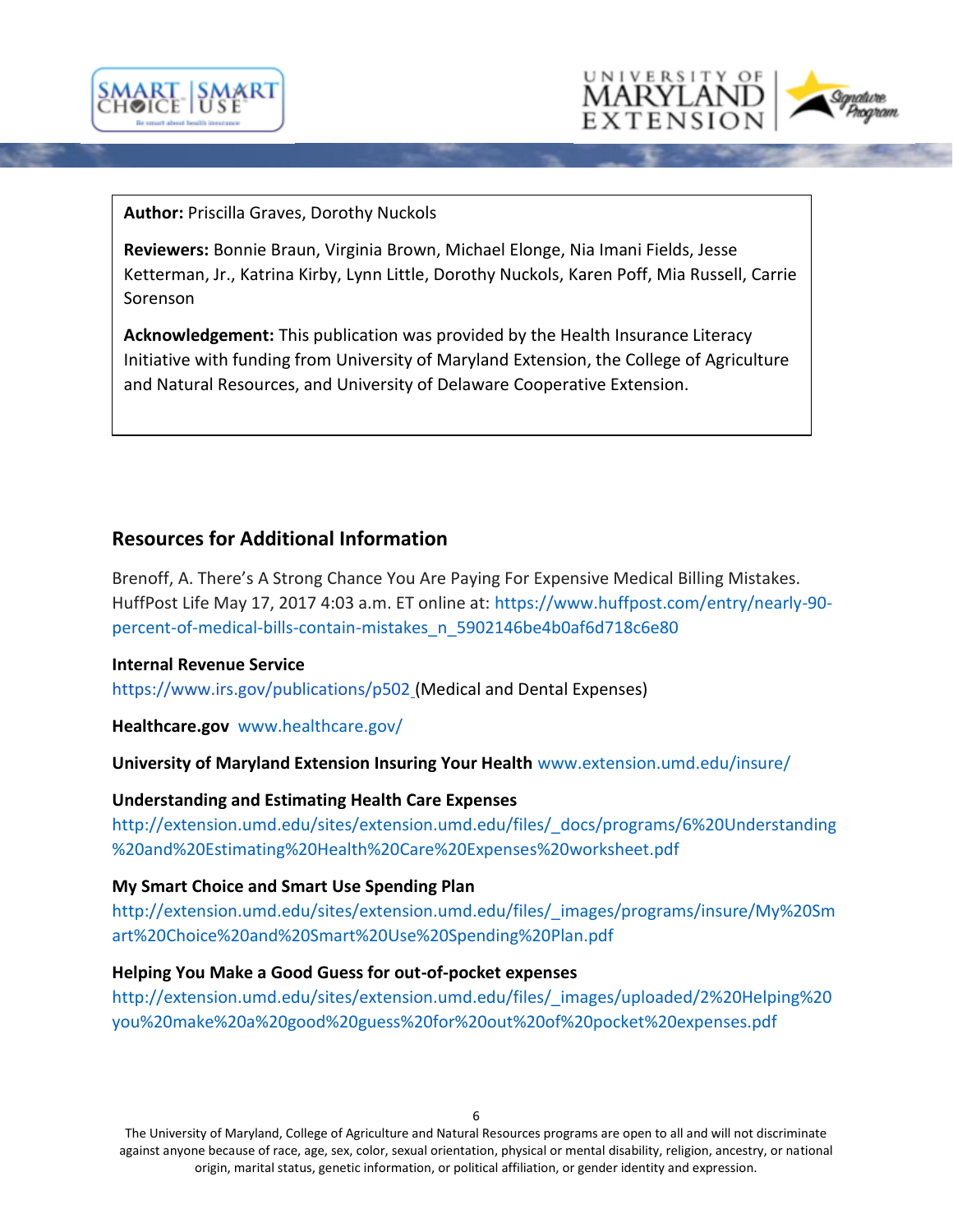**Author:** Priscilla Graves, Dorothy Nuckols

**Reviewers:** Bonnie Braun, Virginia Brown, Michael Elonge, Nia Imani Fields, Jesse Ketterman, Jr., Katrina Kirby, Lynn Little, Dorothy Nuckols, Karen Poff, Mia Russell, Carrie Sorenson

**Acknowledgement:** This publication was provided by the Health Insurance Literacy Initiative with funding from University of Maryland Extension, the College of Agriculture and Natural Resources, and University of Delaware Cooperative Extension.

## Resources for Additional Information

Brenoff, A. There's A Strong Chance You Are Paying For Expensive Medical Billing Mistakes. HuffPost Life May 17, 2017 4:03 a.m. ET online at: https://www.huffpost.com/entry/nearly-90-percent-of-medical-bills-contain-mistakes_n_5902146be4b0af6d718c6e80

**Internal Revenue Service**
https://www.irs.gov/publications/p502 (Medical and Dental Expenses)

**Healthcare.gov** www.healthcare.gov/

**University of Maryland Extension Insuring Your Health** www.extension.umd.edu/insure/

**Understanding and Estimating Health Care Expenses**
http://extension.umd.edu/sites/extension.umd.edu/files/_docs/programs/6%20Understanding%20and%20Estimating%20Health%20Care%20Expenses%20worksheet.pdf

**My Smart Choice and Smart Use Spending Plan**
http://extension.umd.edu/sites/extension.umd.edu/files/_images/programs/insure/My%20Smart%20Choice%20and%20Smart%20Use%20Spending%20Plan.pdf

**Helping You Make a Good Guess for out-of-pocket expenses**
http://extension.umd.edu/sites/extension.umd.edu/files/_images/uploaded/2%20Helping%20you%20make%20a%20good%20guess%20for%20out%20of%20pocket%20expenses.pdf

The University of Maryland, College of Agriculture and Natural Resources programs are open to all and will not discriminate against anyone because of race, age, sex, color, sexual orientation, physical or mental disability, religion, ancestry, or national origin, marital status, genetic information, or political affiliation, or gender identity and expression.